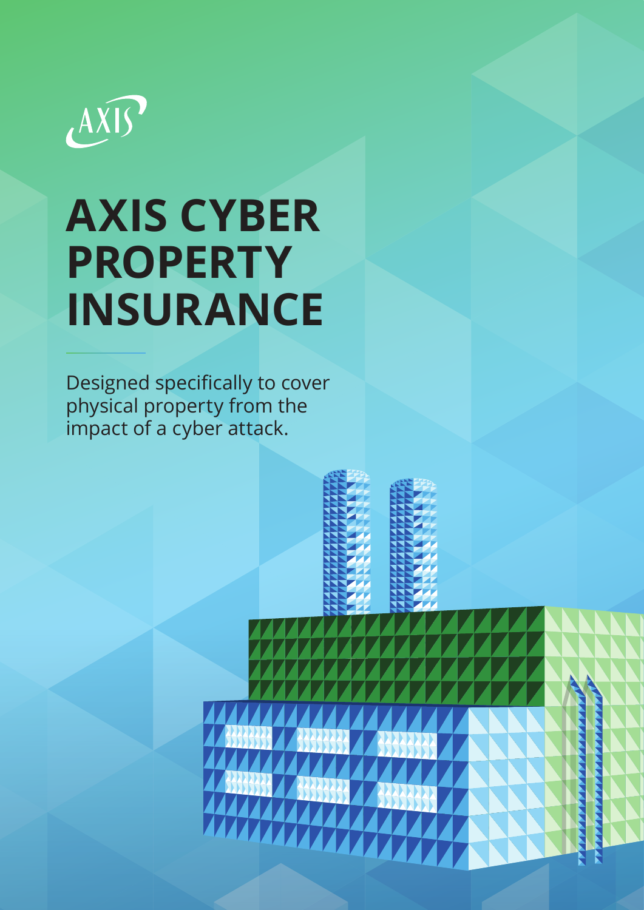AXIS

# AXIS CYBER PROPERTY INSURANCE

Designed specifically to cover physical property from the impact of a cyber attack.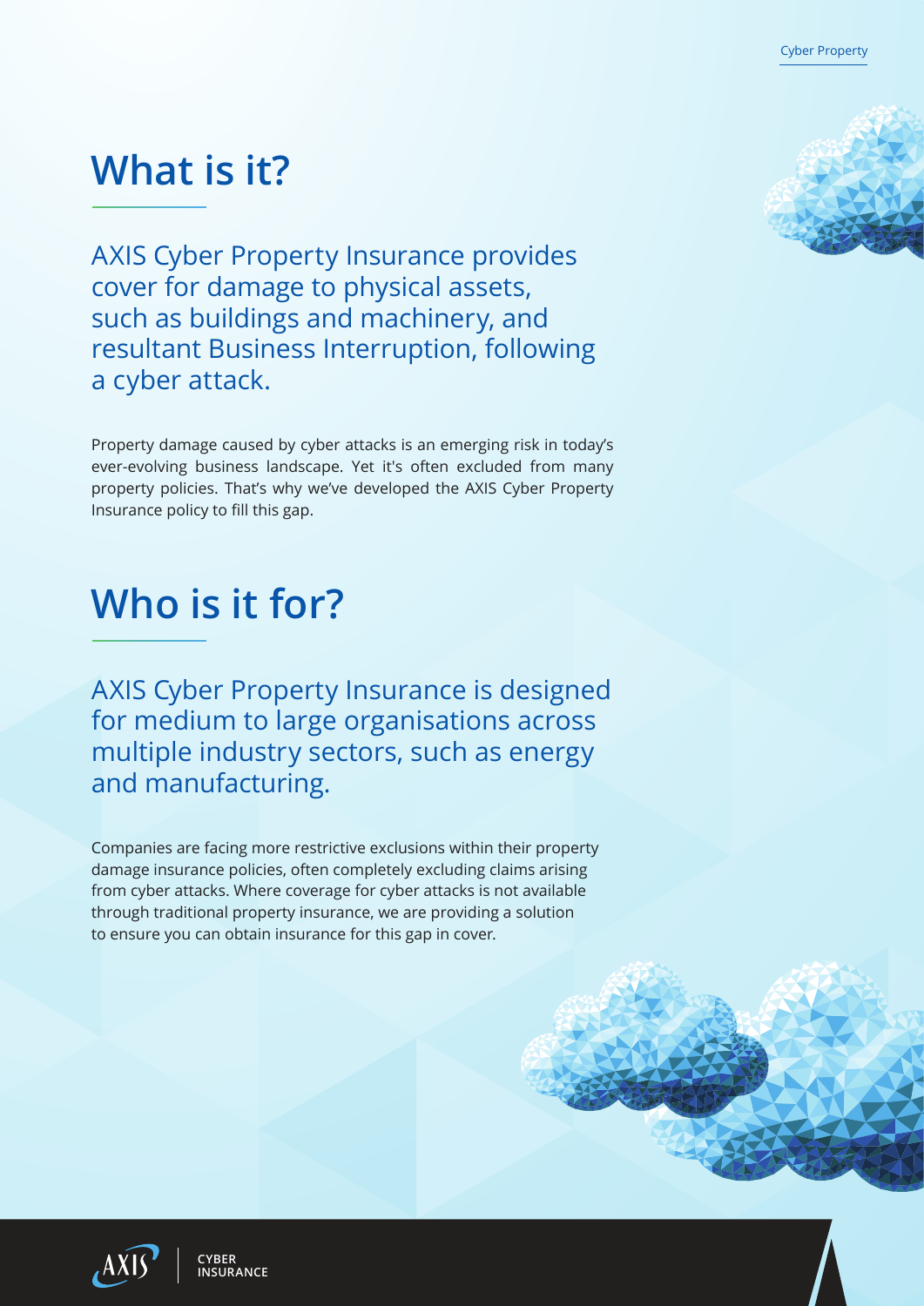# What is it?

AXIS Cyber Property Insurance provides cover for damage to physical assets, such as buildings and machinery, and resultant Business Interruption, following a cyber attack.

Property damage caused by cyber attacks is an emerging risk in today's ever-evolving business landscape. Yet it's often excluded from many property policies. That's why we've developed the AXIS Cyber Property Insurance policy to fill this gap.

# Who is it for?

AXIS Cyber Property Insurance is designed for medium to large organisations across multiple industry sectors, such as energy and manufacturing.

Companies are facing more restrictive exclusions within their property damage insurance policies, often completely excluding claims arising from cyber attacks. Where coverage for cyber attacks is not available through traditional property insurance, we are providing a solution to ensure you can obtain insurance for this gap in cover.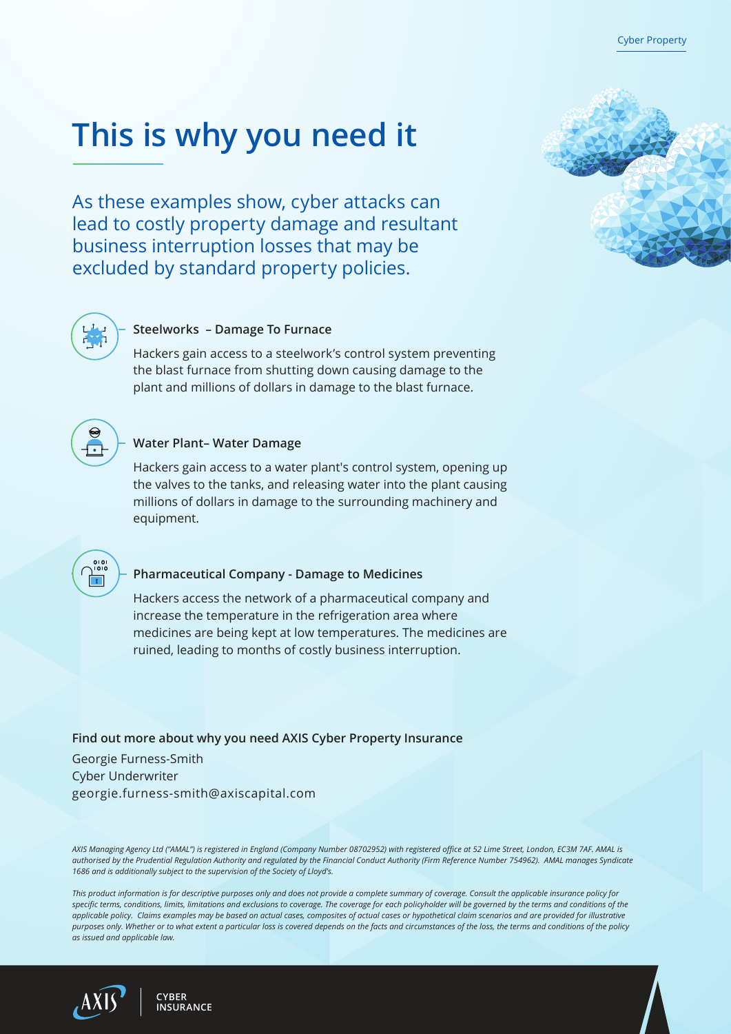# This is why you need it

As these examples show, cyber attacks can lead to costly property damage and resultant business interruption losses that may be excluded by standard property policies.

### Steelworks – Damage To Furnace

Hackers gain access to a steelwork's control system preventing the blast furnace from shutting down causing damage to the plant and millions of dollars in damage to the blast furnace.

### Water Plant– Water Damage

Hackers gain access to a water plant's control system, opening up the valves to the tanks, and releasing water into the plant causing millions of dollars in damage to the surrounding machinery and equipment.

### Pharmaceutical Company - Damage to Medicines

Hackers access the network of a pharmaceutical company and increase the temperature in the refrigeration area where medicines are being kept at low temperatures. The medicines are ruined, leading to months of costly business interruption.

**Find out more about why you need AXIS Cyber Property Insurance**

Georgie Furness-Smith
Cyber Underwriter
georgie.furness-smith@axiscapital.com

*AXIS Managing Agency Ltd ("AMAL") is registered in England (Company Number 08702952) with registered office at 52 Lime Street, London, EC3M 7AF. AMAL is authorised by the Prudential Regulation Authority and regulated by the Financial Conduct Authority (Firm Reference Number 754962). AMAL manages Syndicate 1686 and is additionally subject to the supervision of the Society of Lloyd's.*

*This product information is for descriptive purposes only and does not provide a complete summary of coverage. Consult the applicable insurance policy for specific terms, conditions, limits, limitations and exclusions to coverage. The coverage for each policyholder will be governed by the terms and conditions of the applicable policy. Claims examples may be based on actual cases, composites of actual cases or hypothetical claim scenarios and are provided for illustrative purposes only. Whether or to what extent a particular loss is covered depends on the facts and circumstances of the loss, the terms and conditions of the policy as issued and applicable law.*

AXIS | CYBER INSURANCE